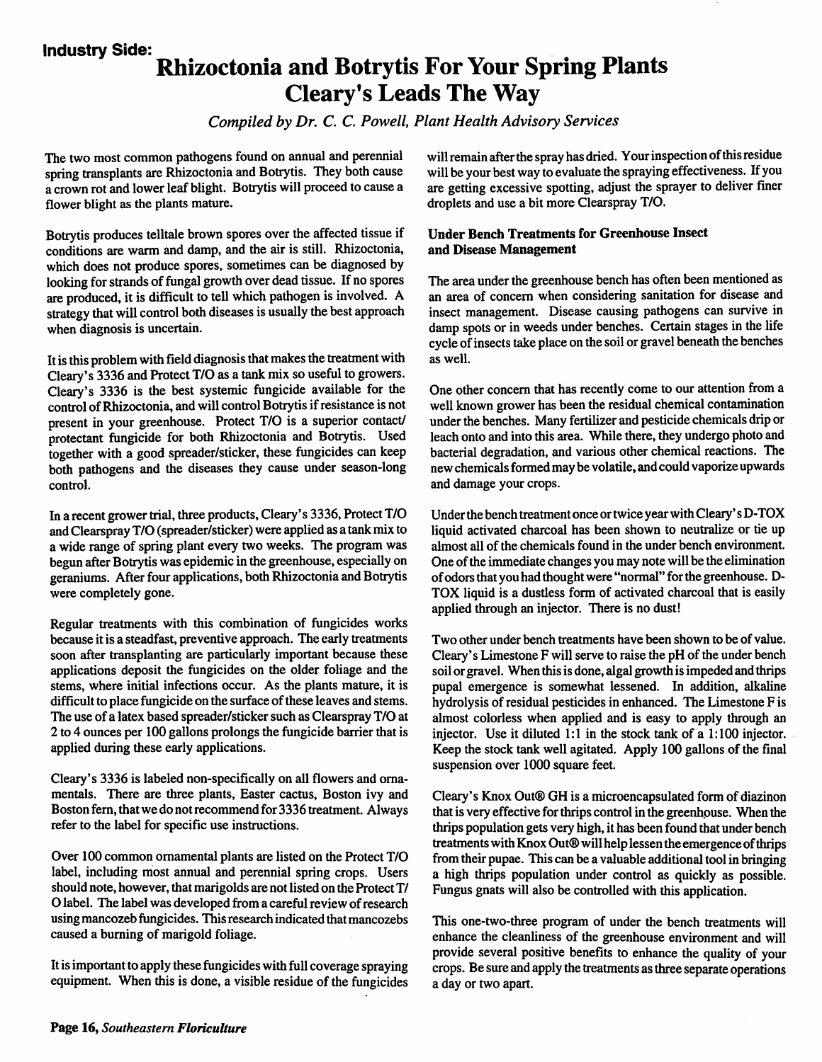**Industry Side:**

# Rhizoctonia and Botrytis For Your Spring Plants Cleary's Leads The Way

*Compiled by Dr. C. C. Powell, Plant Health Advisory Services*

The two most common pathogens found on annual and perennial spring transplants are Rhizoctonia and Botrytis. They both cause a crown rot and lower leaf blight. Botrytis will proceed to cause a flower blight as the plants mature.

Botrytis produces telltale brown spores over the affected tissue if conditions are warm and damp, and the air is still. Rhizoctonia, which does not produce spores, sometimes can be diagnosed by looking for strands of fungal growth over dead tissue. If no spores are produced, it is difficult to tell which pathogen is involved. A strategy that will control both diseases is usually the best approach when diagnosis is uncertain.

It is this problem with field diagnosis that makes the treatment with Cleary's 3336 and Protect T/O as a tank mix so useful to growers. Cleary's 3336 is the best systemic fungicide available for the control of Rhizoctonia, and will control Botrytis if resistance is not present in your greenhouse. Protect T/O is a superior contact/protectant fungicide for both Rhizoctonia and Botrytis. Used together with a good spreader/sticker, these fungicides can keep both pathogens and the diseases they cause under season-long control.

In a recent grower trial, three products, Cleary's 3336, Protect T/O and Clearspray T/O (spreader/sticker) were applied as a tank mix to a wide range of spring plant every two weeks. The program was begun after Botrytis was epidemic in the greenhouse, especially on geraniums. After four applications, both Rhizoctonia and Botrytis were completely gone.

Regular treatments with this combination of fungicides works because it is a steadfast, preventive approach. The early treatments soon after transplanting are particularly important because these applications deposit the fungicides on the older foliage and the stems, where initial infections occur. As the plants mature, it is difficult to place fungicide on the surface of these leaves and stems. The use of a latex based spreader/sticker such as Clearspray T/O at 2 to 4 ounces per 100 gallons prolongs the fungicide barrier that is applied during these early applications.

Cleary's 3336 is labeled non-specifically on all flowers and ornamentals. There are three plants, Easter cactus, Boston ivy and Boston fern, that we do not recommend for 3336 treatment. Always refer to the label for specific use instructions.

Over 100 common ornamental plants are listed on the Protect T/O label, including most annual and perennial spring crops. Users should note, however, that marigolds are not listed on the Protect T/O label. The label was developed from a careful review of research using mancozeb fungicides. This research indicated that mancozebs caused a burning of marigold foliage.

It is important to apply these fungicides with full coverage spraying equipment. When this is done, a visible residue of the fungicides will remain after the spray has dried. Your inspection of this residue will be your best way to evaluate the spraying effectiveness. If you are getting excessive spotting, adjust the sprayer to deliver finer droplets and use a bit more Clearspray T/O.

### Under Bench Treatments for Greenhouse Insect and Disease Management

The area under the greenhouse bench has often been mentioned as an area of concern when considering sanitation for disease and insect management. Disease causing pathogens can survive in damp spots or in weeds under benches. Certain stages in the life cycle of insects take place on the soil or gravel beneath the benches as well.

One other concern that has recently come to our attention from a well known grower has been the residual chemical contamination under the benches. Many fertilizer and pesticide chemicals drip or leach onto and into this area. While there, they undergo photo and bacterial degradation, and various other chemical reactions. The new chemicals formed may be volatile, and could vaporize upwards and damage your crops.

Under the bench treatment once or twice year with Cleary's D-TOX liquid activated charcoal has been shown to neutralize or tie up almost all of the chemicals found in the under bench environment. One of the immediate changes you may note will be the elimination of odors that you had thought were "normal" for the greenhouse. D-TOX liquid is a dustless form of activated charcoal that is easily applied through an injector. There is no dust!

Two other under bench treatments have been shown to be of value. Cleary's Limestone F will serve to raise the pH of the under bench soil or gravel. When this is done, algal growth is impeded and thrips pupal emergence is somewhat lessened. In addition, alkaline hydrolysis of residual pesticides in enhanced. The Limestone F is almost colorless when applied and is easy to apply through an injector. Use it diluted 1:1 in the stock tank of a 1:100 injector. Keep the stock tank well agitated. Apply 100 gallons of the final suspension over 1000 square feet.

Cleary's Knox Out® GH is a microencapsulated form of diazinon that is very effective for thrips control in the greenhouse. When the thrips population gets very high, it has been found that under bench treatments with Knox Out® will help lessen the emergence of thrips from their pupae. This can be a valuable additional tool in bringing a high thrips population under control as quickly as possible. Fungus gnats will also be controlled with this application.

This one-two-three program of under the bench treatments will enhance the cleanliness of the greenhouse environment and will provide several positive benefits to enhance the quality of your crops. Be sure and apply the treatments as three separate operations a day or two apart.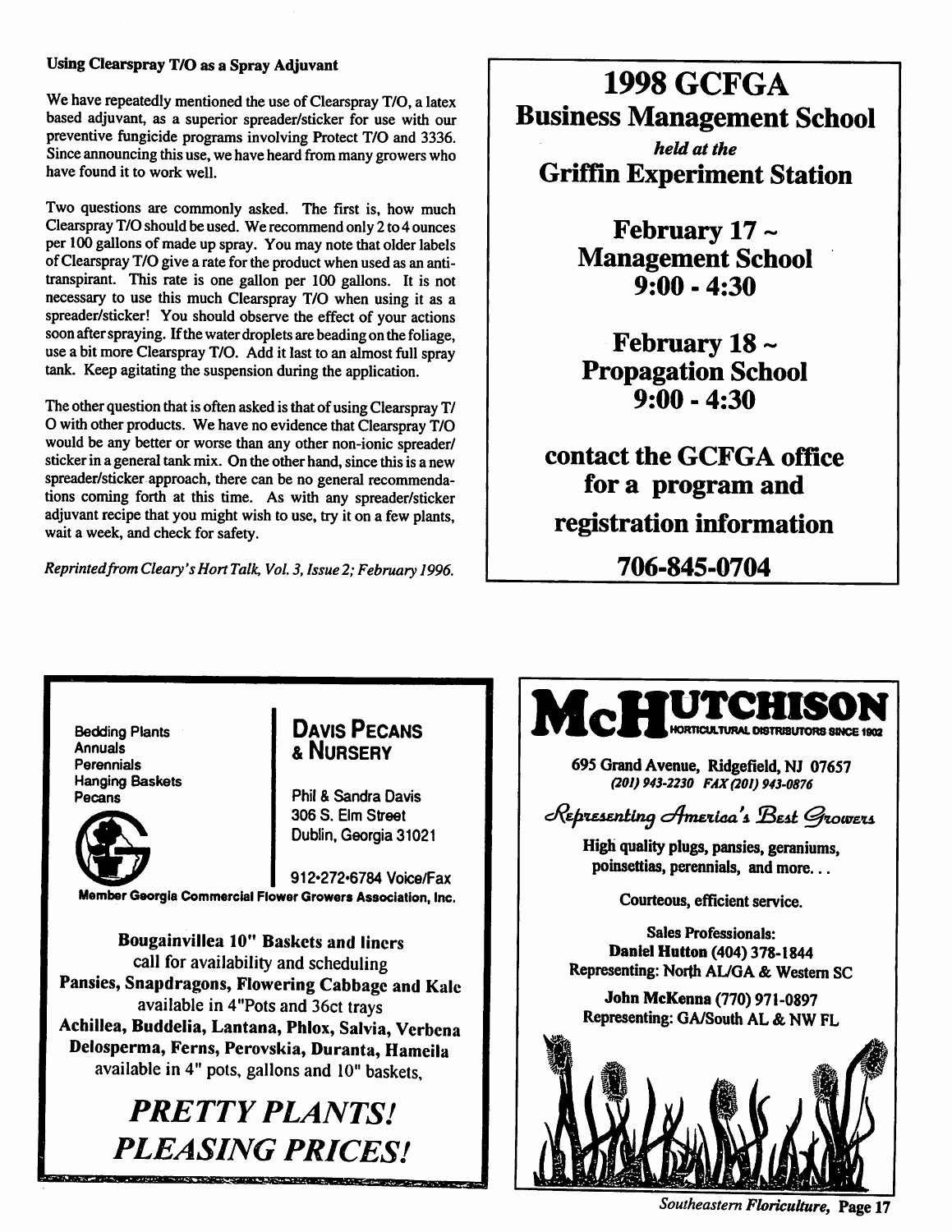### Using Clearspray T/O as a Spray Adjuvant

We have repeatedly mentioned the use of Clearspray T/O, a latex based adjuvant, as a superior spreader/sticker for use with our preventive fungicide programs involving Protect T/O and 3336. Since announcing this use, we have heard from many growers who have found it to work well.

Two questions are commonly asked. The first is, how much Clearspray T/O should be used. We recommend only 2 to 4 ounces per 100 gallons of made up spray. You may note that older labels of Clearspray T/O give a rate for the product when used as an anti-transpirant. This rate is one gallon per 100 gallons. It is not necessary to use this much Clearspray T/O when using it as a spreader/sticker! You should observe the effect of your actions soon after spraying. If the water droplets are beading on the foliage, use a bit more Clearspray T/O. Add it last to an almost full spray tank. Keep agitating the suspension during the application.

The other question that is often asked is that of using Clearspray T/O with other products. We have no evidence that Clearspray T/O would be any better or worse than any other non-ionic spreader/sticker in a general tank mix. On the other hand, since this is a new spreader/sticker approach, there can be no general recommendations coming forth at this time. As with any spreader/sticker adjuvant recipe that you might wish to use, try it on a few plants, wait a week, and check for safety.

*Reprinted from Cleary's Hort Talk, Vol. 3, Issue 2; February 1996.*

---

**1998 GCFGA**
**Business Management School**
*held at the*
**Griffin Experiment Station**

**February 17 ~**
**Management School**
**9:00 - 4:30**

**February 18 ~**
**Propagation School**
**9:00 - 4:30**

**contact the GCFGA office for a program and registration information**

**706-845-0704**

---

Bedding Plants
Annuals
Perennials
Hanging Baskets
Pecans

**DAVIS PECANS & NURSERY**

Phil & Sandra Davis
306 S. Elm Street
Dublin, Georgia 31021

912•272•6784 Voice/Fax

**Member Georgia Commercial Flower Growers Association, Inc.**

**Bougainvillea 10" Baskets and liners**
call for availability and scheduling
**Pansies, Snapdragons, Flowering Cabbage and Kale**
available in 4"Pots and 36ct trays
**Achillea, Buddelia, Lantana, Phlox, Salvia, Verbena**
**Delosperma, Ferns, Perovskia, Duranta, Hameila**
available in 4" pots, gallons and 10" baskets,

***PRETTY PLANTS!***
***PLEASING PRICES!***

---

**McHUTCHISON**
**HORTICULTURAL DISTRIBUTORS SINCE 1902**

**695 Grand Avenue, Ridgefield, NJ 07657**
***(201) 943-2230 FAX (201) 943-0876***

*Representing America's Best Growers*

**High quality plugs, pansies, geraniums, poinsettias, perennials, and more...**

**Courteous, efficient service.**

**Sales Professionals:**
**Daniel Hutton (404) 378-1844**
**Representing: North AL/GA & Western SC**

**John McKenna (770) 971-0897**
**Representing: GA/South AL & NW FL**